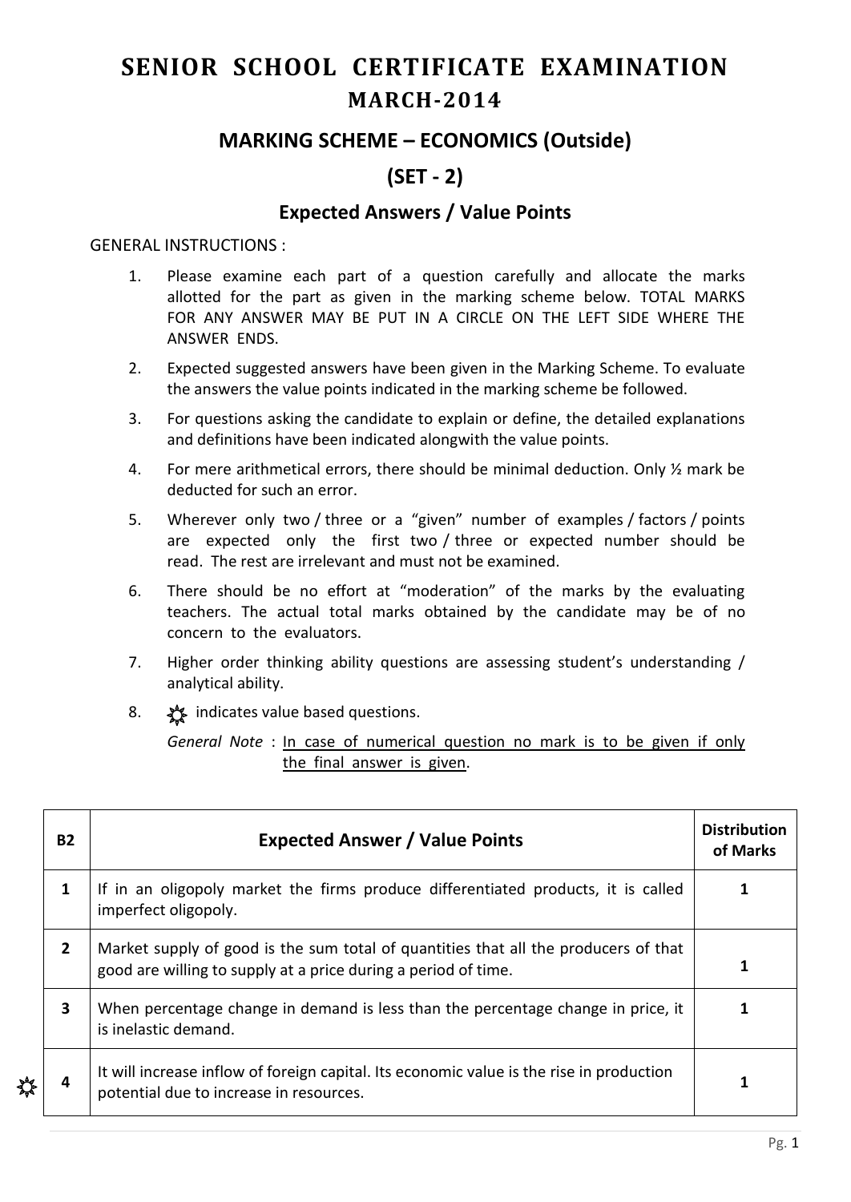# SENIOR SCHOOL CERTIFICATE EXAMINATION

## MARCH-2014

## MARKING SCHEME – ECONOMICS (Outside)

## (SET - 2)

### Expected Answers / Value Points

GENERAL INSTRUCTIONS :

1. Please examine each part of a question carefully and allocate the marks allotted for the part as given in the marking scheme below. TOTAL MARKS FOR ANY ANSWER MAY BE PUT IN A CIRCLE ON THE LEFT SIDE WHERE THE ANSWER ENDS.
2. Expected suggested answers have been given in the Marking Scheme. To evaluate the answers the value points indicated in the marking scheme be followed.
3. For questions asking the candidate to explain or define, the detailed explanations and definitions have been indicated alongwith the value points.
4. For mere arithmetical errors, there should be minimal deduction. Only ½ mark be deducted for such an error.
5. Wherever only two / three or a "given" number of examples / factors / points are expected only the first two / three or expected number should be read. The rest are irrelevant and must not be examined.
6. There should be no effort at "moderation" of the marks by the evaluating teachers. The actual total marks obtained by the candidate may be of no concern to the evaluators.
7. Higher order thinking ability questions are assessing student's understanding / analytical ability.
8. ☼ indicates value based questions.

   *General Note* : In case of numerical question no mark is to be given if only the final answer is given.

| B2 | Expected Answer / Value Points | Distribution of Marks |
|---|---|---|
| 1 | If in an oligopoly market the firms produce differentiated products, it is called imperfect oligopoly. | 1 |
| 2 | Market supply of good is the sum total of quantities that all the producers of that good are willing to supply at a price during a period of time. | 1 |
| 3 | When percentage change in demand is less than the percentage change in price, it is inelastic demand. | 1 |
| ☼ 4 | It will increase inflow of foreign capital. Its economic value is the rise in production potential due to increase in resources. | 1 |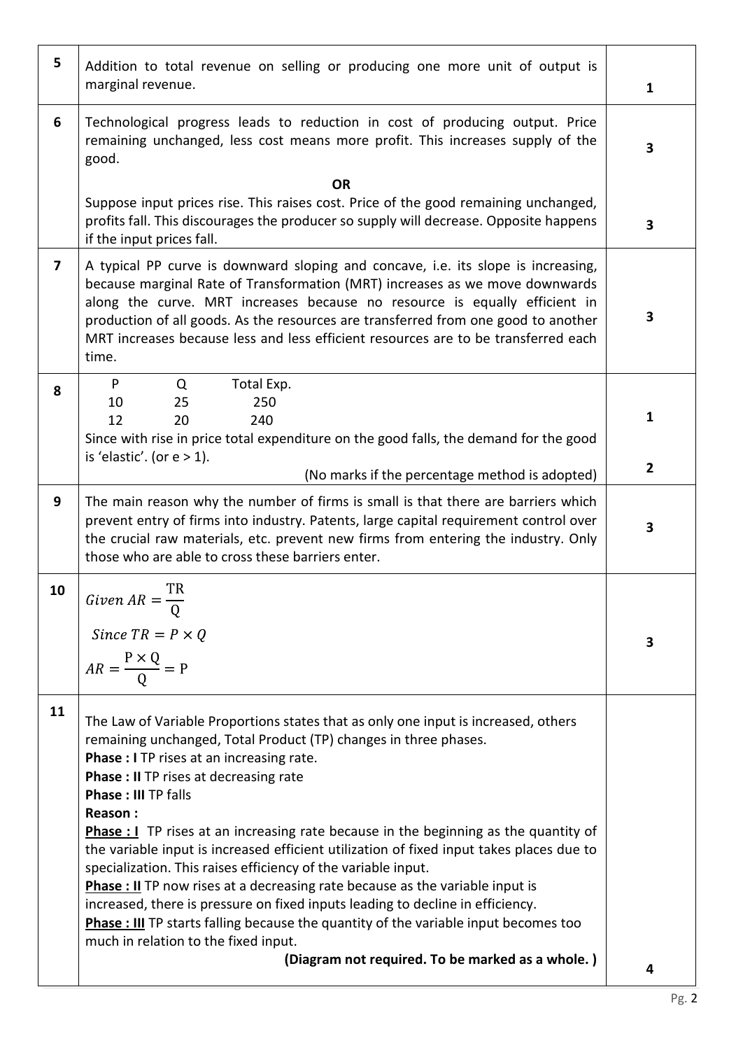| | | |
|---|---|---|
| 5 | Addition to total revenue on selling or producing one more unit of output is marginal revenue. | 1 |
| 6 | Technological progress leads to reduction in cost of producing output. Price remaining unchanged, less cost means more profit. This increases supply of the good.<br><br>**OR**<br><br>Suppose input prices rise. This raises cost. Price of the good remaining unchanged, profits fall. This discourages the producer so supply will decrease. Opposite happens if the input prices fall. | 3<br><br><br><br>3 |
| 7 | A typical PP curve is downward sloping and concave, i.e. its slope is increasing, because marginal Rate of Transformation (MRT) increases as we move downwards along the curve. MRT increases because no resource is equally efficient in production of all goods. As the resources are transferred from one good to another MRT increases because less and less efficient resources are to be transferred each time. | 3 |
| 8 | P &nbsp;&nbsp; Q &nbsp;&nbsp; Total Exp.<br>10 &nbsp;&nbsp; 25 &nbsp;&nbsp; 250<br>12 &nbsp;&nbsp; 20 &nbsp;&nbsp; 240<br>Since with rise in price total expenditure on the good falls, the demand for the good is 'elastic'. (or e > 1).<br>(No marks if the percentage method is adopted) | 1<br><br>2 |
| 9 | The main reason why the number of firms is small is that there are barriers which prevent entry of firms into industry. Patents, large capital requirement control over the crucial raw materials, etc. prevent new firms from entering the industry. Only those who are able to cross these barriers enter. | 3 |
| 10 | $Given\ AR = \frac{\text{TR}}{\text{Q}}$<br>$Since\ TR = P \times Q$<br>$AR = \frac{\text{P} \times \text{Q}}{\text{Q}} = \text{P}$ | 3 |
| 11 | The Law of Variable Proportions states that as only one input is increased, others remaining unchanged, Total Product (TP) changes in three phases.<br>**Phase : I** TP rises at an increasing rate.<br>**Phase : II** TP rises at decreasing rate<br>**Phase : III** TP falls<br>**Reason :**<br>**Phase : I** TP rises at an increasing rate because in the beginning as the quantity of the variable input is increased efficient utilization of fixed input takes places due to specialization. This raises efficiency of the variable input.<br>**Phase : II** TP now rises at a decreasing rate because as the variable input is increased, there is pressure on fixed inputs leading to decline in efficiency.<br>**Phase : III** TP starts falling because the quantity of the variable input becomes too much in relation to the fixed input.<br>**(Diagram not required. To be marked as a whole. )** | 4 |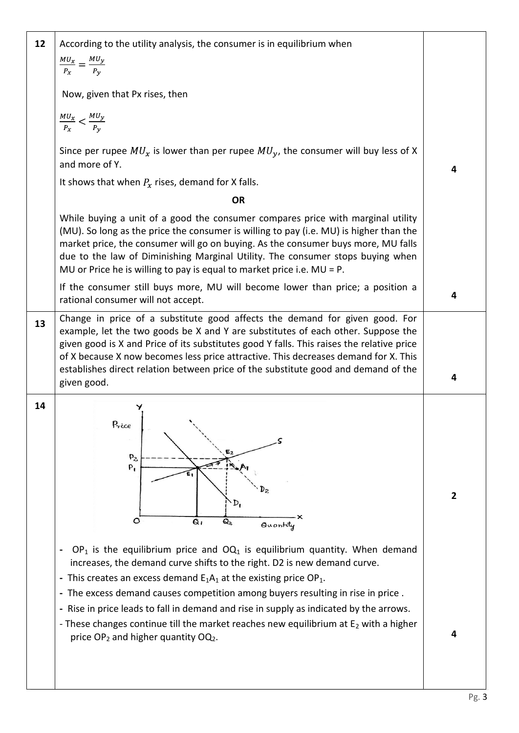| | | |
|---|---|---|
| 12 | According to the utility analysis, the consumer is in equilibrium when<br>$\frac{MU_x}{P_x} = \frac{MU_y}{P_y}$<br><br>Now, given that Px rises, then<br>$\frac{MU_x}{P_x} < \frac{MU_y}{P_y}$<br><br>Since per rupee $MU_x$ is lower than per rupee $MU_y$, the consumer will buy less of X and more of Y.<br>It shows that when $P_x$ rises, demand for X falls. | 4 |
| | **OR**<br><br>While buying a unit of a good the consumer compares price with marginal utility (MU). So long as the price the consumer is willing to pay (i.e. MU) is higher than the market price, the consumer will go on buying. As the consumer buys more, MU falls due to the law of Diminishing Marginal Utility. The consumer stops buying when MU or Price he is willing to pay is equal to market price i.e. MU = P.<br>If the consumer still buys more, MU will become lower than price; a position a rational consumer will not accept. | 4 |
| 13 | Change in price of a substitute good affects the demand for given good. For example, let the two goods be X and Y are substitutes of each other. Suppose the given good is X and Price of its substitutes good Y falls. This raises the relative price of X because X now becomes less price attractive. This decreases demand for X. This establishes direct relation between price of the substitute good and demand of the given good. | 4 |
| 14 | (Diagram) | 2 |
| | - $OP_1$ is the equilibrium price and $OQ_1$ is equilibrium quantity. When demand increases, the demand curve shifts to the right. D2 is new demand curve.<br>- This creates an excess demand $E_1A_1$ at the existing price $OP_1$.<br>- The excess demand causes competition among buyers resulting in rise in price .<br>- Rise in price leads to fall in demand and rise in supply as indicated by the arrows.<br>- These changes continue till the market reaches new equilibrium at $E_2$ with a higher price $OP_2$ and higher quantity $OQ_2$. | 4 |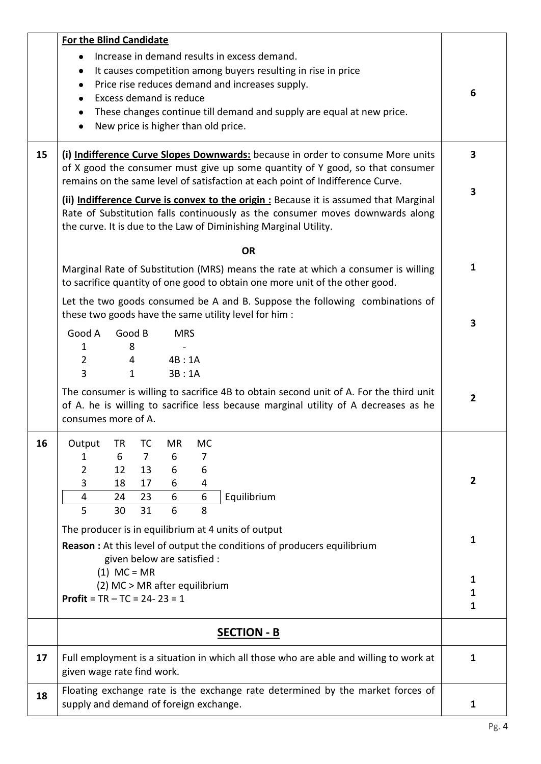| | | |
|---|---|---|
| | **For the Blind Candidate**<br>• Increase in demand results in excess demand.<br>• It causes competition among buyers resulting in rise in price<br>• Price rise reduces demand and increases supply.<br>• Excess demand is reduce<br>• These changes continue till demand and supply are equal at new price.<br>• New price is higher than old price. | 6 |
| 15 | **(i) Indifference Curve Slopes Downwards:** because in order to consume More units of X good the consumer must give up some quantity of Y good, so that consumer remains on the same level of satisfaction at each point of Indifference Curve.<br>**(ii) Indifference Curve is convex to the origin :** Because it is assumed that Marginal Rate of Substitution falls continuously as the consumer moves downwards along the curve. It is due to the Law of Diminishing Marginal Utility. | 3<br><br>3 |
| | **OR** | |
| | Marginal Rate of Substitution (MRS) means the rate at which a consumer is willing to sacrifice quantity of one good to obtain one more unit of the other good. | 1 |
| | Let the two goods consumed be A and B. Suppose the following combinations of these two goods have the same utility level for him :<br>Good A — Good B — MRS<br>1 — 8 — -<br>2 — 4 — 4B : 1A<br>3 — 1 — 3B : 1A | 3 |
| | The consumer is willing to sacrifice 4B to obtain second unit of A. For the third unit of A. he is willing to sacrifice less because marginal utility of A decreases as he consumes more of A. | 2 |
| 16 | Output — TR — TC — MR — MC<br>1 — 6 — 7 — 6 — 7<br>2 — 12 — 13 — 6 — 6<br>3 — 18 — 17 — 6 — 4<br>4 — 24 — 23 — 6 — 6 — Equilibrium<br>5 — 30 — 31 — 6 — 8 | 2 |
| | The producer is in equilibrium at 4 units of output<br>**Reason :** At this level of output the conditions of producers equilibrium given below are satisfied :<br>(1) MC = MR<br>(2) MC > MR after equilibrium<br>**Profit** = TR – TC = 24- 23 = 1 | 1<br><br>1<br>1<br>1 |
| | **SECTION - B** | |
| 17 | Full employment is a situation in which all those who are able and willing to work at given wage rate find work. | 1 |
| 18 | Floating exchange rate is the exchange rate determined by the market forces of supply and demand of foreign exchange. | 1 |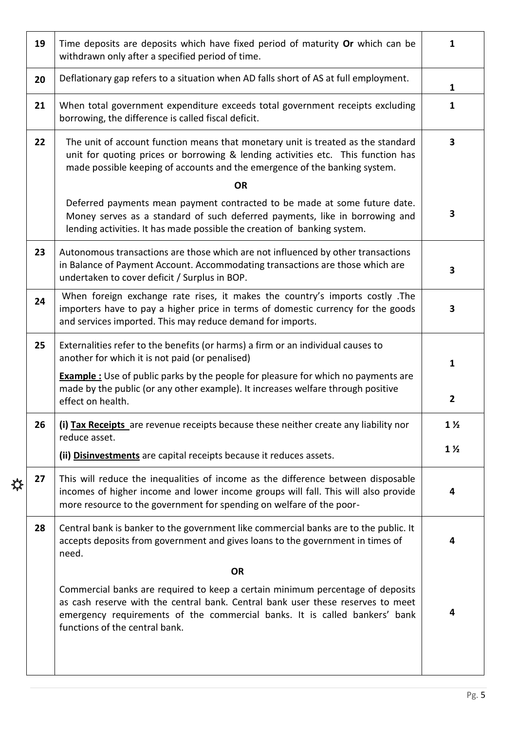| | | |
|---|---|---|
| 19 | Time deposits are deposits which have fixed period of maturity **Or** which can be withdrawn only after a specified period of time. | 1 |
| 20 | Deflationary gap refers to a situation when AD falls short of AS at full employment. | 1 |
| 21 | When total government expenditure exceeds total government receipts excluding borrowing, the difference is called fiscal deficit. | 1 |
| 22 | The unit of account function means that monetary unit is treated as the standard unit for quoting prices or borrowing & lending activities etc. This function has made possible keeping of accounts and the emergence of the banking system.<br>**OR**<br>Deferred payments mean payment contracted to be made at some future date. Money serves as a standard of such deferred payments, like in borrowing and lending activities. It has made possible the creation of banking system. | 3<br><br>3 |
| 23 | Autonomous transactions are those which are not influenced by other transactions in Balance of Payment Account. Accommodating transactions are those which are undertaken to cover deficit / Surplus in BOP. | 3 |
| 24 | When foreign exchange rate rises, it makes the country's imports costly .The importers have to pay a higher price in terms of domestic currency for the goods and services imported. This may reduce demand for imports. | 3 |
| 25 | Externalities refer to the benefits (or harms) a firm or an individual causes to another for which it is not paid (or penalised)<br>**Example :** Use of public parks by the people for pleasure for which no payments are made by the public (or any other example). It increases welfare through positive effect on health. | 1<br><br>2 |
| 26 | **(i) Tax Receipts** are revenue receipts because these neither create any liability nor reduce asset.<br>**(ii) Disinvestments** are capital receipts because it reduces assets. | 1 ½<br><br>1 ½ |
| 27 | This will reduce the inequalities of income as the difference between disposable incomes of higher income and lower income groups will fall. This will also provide more resource to the government for spending on welfare of the poor- | 4 |
| 28 | Central bank is banker to the government like commercial banks are to the public. It accepts deposits from government and gives loans to the government in times of need.<br>**OR**<br>Commercial banks are required to keep a certain minimum percentage of deposits as cash reserve with the central bank. Central bank user these reserves to meet emergency requirements of the commercial banks. It is called bankers' bank functions of the central bank. | 4<br><br>4 |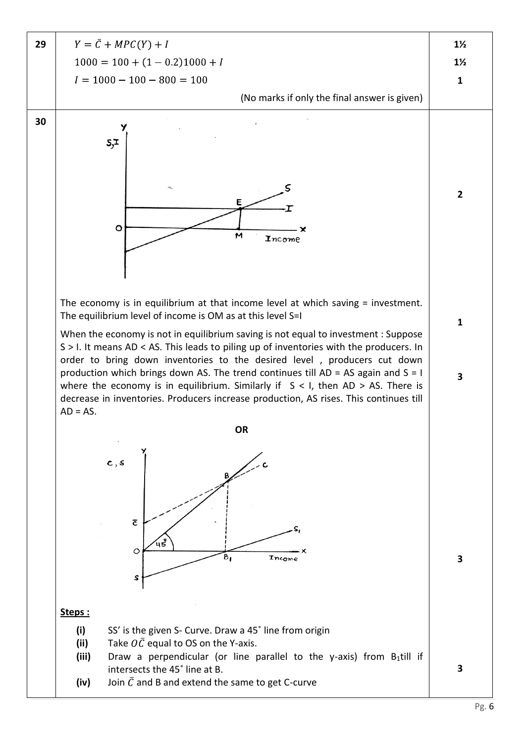| | | |
|---|---|---|
| 29 | $Y = \bar{C} + MPC(Y) + I$ | 1½ |
| | $1000 = 100 + (1 - 0.2)1000 + I$ | 1½ |
| | $I = 1000 - 100 - 800 = 100$ | 1 |
| | (No marks if only the final answer is given) | |
| 30 | [Diagram: S, I on Y-axis; Income on X-axis; S curve intersects I line at E; perpendicular EM to X-axis] | 2 |
| | The economy is in equilibrium at that income level at which saving = investment. The equilibrium level of income is OM as at this level S=I | 1 |
| | When the economy is not in equilibrium saving is not equal to investment : Suppose S > I. It means AD < AS. This leads to piling up of inventories with the producers. In order to bring down inventories to the desired level , producers cut down production which brings down AS. The trend continues till AD = AS again and S = I where the economy is in equilibrium. Similarly if S < I, then AD > AS. There is decrease in inventories. Producers increase production, AS rises. This continues till AD = AS. | 3 |
| | **OR** | |
| | [Diagram: C, S on Y-axis; Income on X-axis; 45° line from origin; C curve from $\bar{C}$ through B; S curve from s through $B_1$ to $S_1$] | 3 |
| | **Steps :** (i) SS' is the given S- Curve. Draw a 45˚ line from origin (ii) Take $O\bar{C}$ equal to OS on the Y-axis. (iii) Draw a perpendicular (or line parallel to the y-axis) from $B_1$ till if intersects the 45˚ line at B. (iv) Join $\bar{C}$ and B and extend the same to get C-curve | 3 |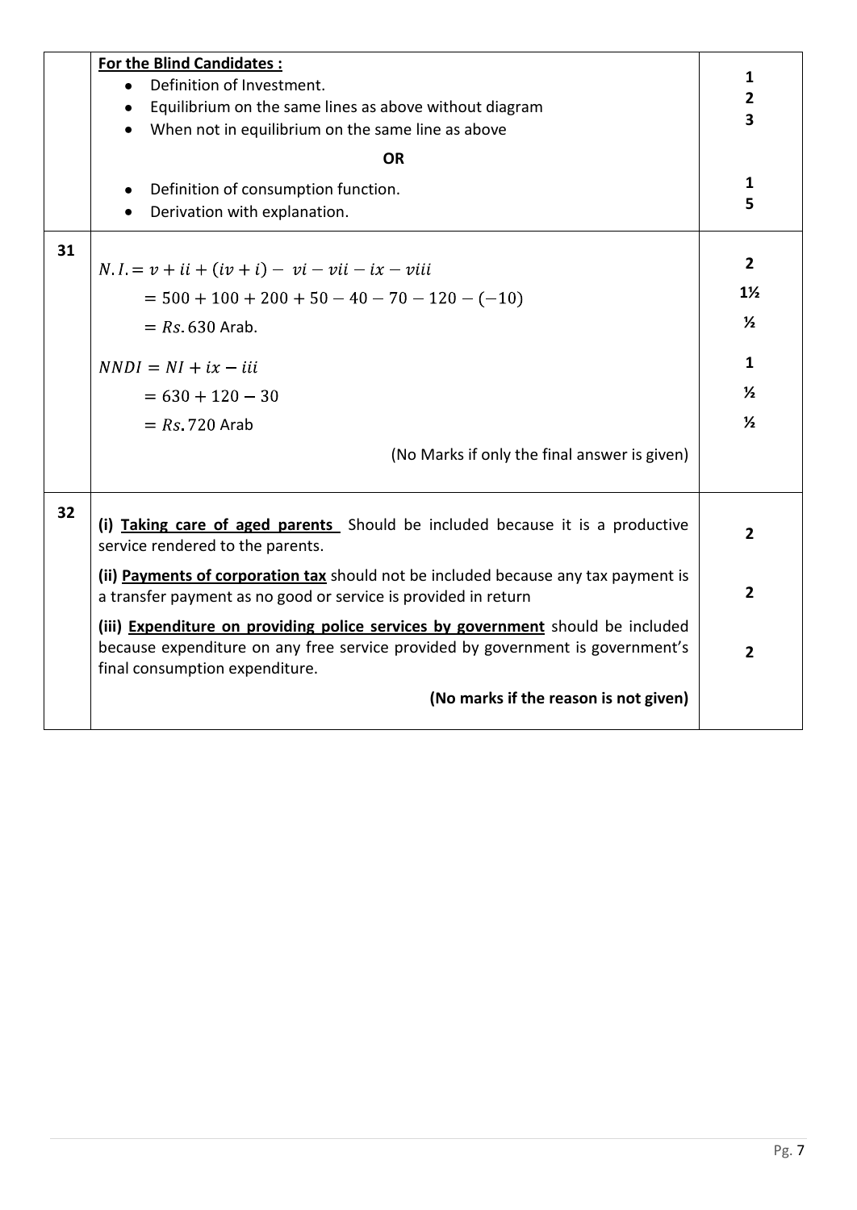| | | |
|---|---|---|
| | **For the Blind Candidates :**<br>• Definition of Investment.<br>• Equilibrium on the same lines as above without diagram<br>• When not in equilibrium on the same line as above<br>**OR**<br>• Definition of consumption function.<br>• Derivation with explanation. | 1<br>2<br>3<br><br>1<br>5 |
| **31** | $N.I. = v + ii + (iv + i) - vi - vii - ix - viii$<br>$= 500 + 100 + 200 + 50 - 40 - 70 - 120 - (-10)$<br>$= Rs.630$ Arab.<br><br>$NNDI = NI + ix - iii$<br>$= 630 + 120 - 30$<br>$= Rs.720$ Arab<br><br>(No Marks if only the final answer is given) | 2<br>1½<br>½<br><br>1<br>½<br>½ |
| **32** | **(i) Taking care of aged parents** Should be included because it is a productive service rendered to the parents.<br>**(ii) Payments of corporation tax** should not be included because any tax payment is a transfer payment as no good or service is provided in return<br>**(iii) Expenditure on providing police services by government** should be included because expenditure on any free service provided by government is government's final consumption expenditure.<br>**(No marks if the reason is not given)** | 2<br><br>2<br><br>2 |